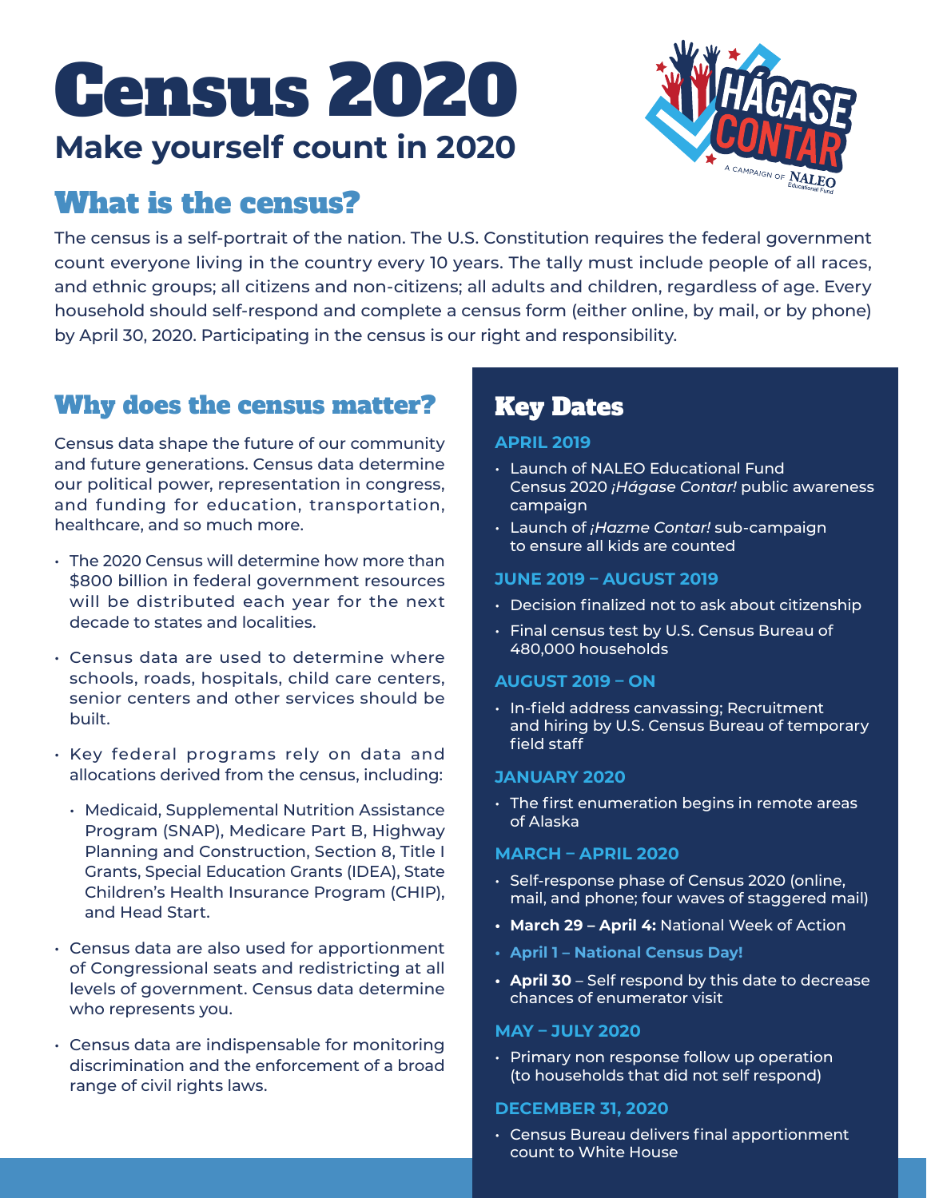# Census 2020

## Make yourself count in 2020

¡HÁGASE CONTAR! A CAMPAIGN OF NALEO Educational Fund

## What is the census?

The census is a self-portrait of the nation. The U.S. Constitution requires the federal government count everyone living in the country every 10 years. The tally must include people of all races, and ethnic groups; all citizens and non-citizens; all adults and children, regardless of age. Every household should self-respond and complete a census form (either online, by mail, or by phone) by April 30, 2020. Participating in the census is our right and responsibility.

## Why does the census matter?

Census data shape the future of our community and future generations. Census data determine our political power, representation in congress, and funding for education, transportation, healthcare, and so much more.

- The 2020 Census will determine how more than $800 billion in federal government resources will be distributed each year for the next decade to states and localities.
- Census data are used to determine where schools, roads, hospitals, child care centers, senior centers and other services should be built.
- Key federal programs rely on data and allocations derived from the census, including:
  - Medicaid, Supplemental Nutrition Assistance Program (SNAP), Medicare Part B, Highway Planning and Construction, Section 8, Title I Grants, Special Education Grants (IDEA), State Children's Health Insurance Program (CHIP), and Head Start.
- Census data are also used for apportionment of Congressional seats and redistricting at all levels of government. Census data determine who represents you.
- Census data are indispensable for monitoring discrimination and the enforcement of a broad range of civil rights laws.

## Key Dates

### APRIL 2019

- Launch of NALEO Educational Fund Census 2020 *¡Hágase Contar!* public awareness campaign
- Launch of *¡Hazme Contar!* sub-campaign to ensure all kids are counted

### JUNE 2019 – AUGUST 2019

- Decision finalized not to ask about citizenship
- Final census test by U.S. Census Bureau of 480,000 households

### AUGUST 2019 – ON

- In-field address canvassing; Recruitment and hiring by U.S. Census Bureau of temporary field staff

### JANUARY 2020

- The first enumeration begins in remote areas of Alaska

### MARCH – APRIL 2020

- Self-response phase of Census 2020 (online, mail, and phone; four waves of staggered mail)
- **March 29 – April 4:** National Week of Action
- **April 1 – National Census Day!**
- **April 30** – Self respond by this date to decrease chances of enumerator visit

### MAY – JULY 2020

- Primary non response follow up operation (to households that did not self respond)

### DECEMBER 31, 2020

- Census Bureau delivers final apportionment count to White House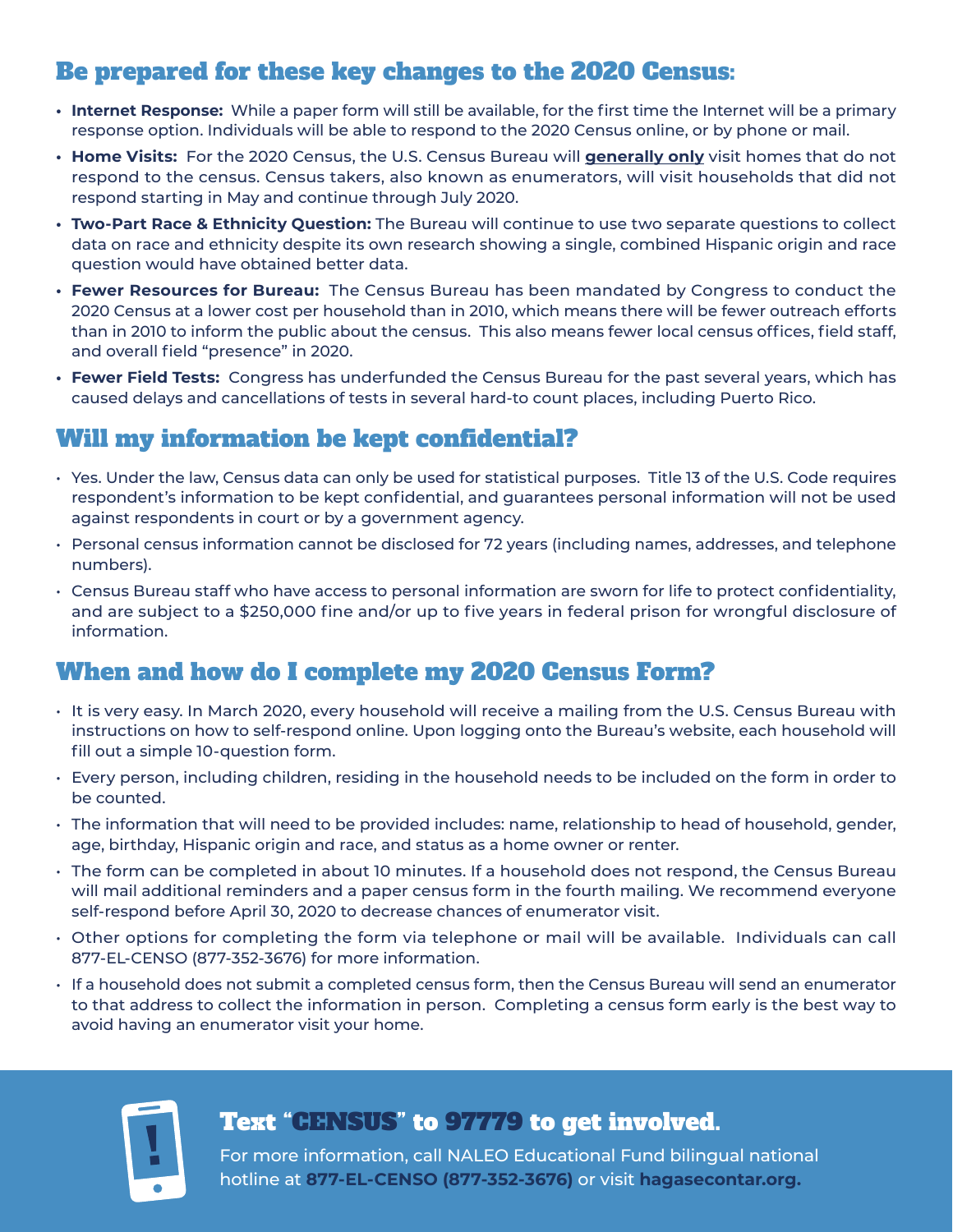## Be prepared for these key changes to the 2020 Census:

- **Internet Response:** While a paper form will still be available, for the first time the Internet will be a primary response option. Individuals will be able to respond to the 2020 Census online, or by phone or mail.
- **Home Visits:** For the 2020 Census, the U.S. Census Bureau will **generally only** visit homes that do not respond to the census. Census takers, also known as enumerators, will visit households that did not respond starting in May and continue through July 2020.
- **Two-Part Race & Ethnicity Question:** The Bureau will continue to use two separate questions to collect data on race and ethnicity despite its own research showing a single, combined Hispanic origin and race question would have obtained better data.
- **Fewer Resources for Bureau:** The Census Bureau has been mandated by Congress to conduct the 2020 Census at a lower cost per household than in 2010, which means there will be fewer outreach efforts than in 2010 to inform the public about the census. This also means fewer local census offices, field staff, and overall field "presence" in 2020.
- **Fewer Field Tests:** Congress has underfunded the Census Bureau for the past several years, which has caused delays and cancellations of tests in several hard-to count places, including Puerto Rico.

## Will my information be kept confidential?

- Yes. Under the law, Census data can only be used for statistical purposes. Title 13 of the U.S. Code requires respondent's information to be kept confidential, and guarantees personal information will not be used against respondents in court or by a government agency.
- Personal census information cannot be disclosed for 72 years (including names, addresses, and telephone numbers).
- Census Bureau staff who have access to personal information are sworn for life to protect confidentiality, and are subject to a $250,000 fine and/or up to five years in federal prison for wrongful disclosure of information.

## When and how do I complete my 2020 Census Form?

- It is very easy. In March 2020, every household will receive a mailing from the U.S. Census Bureau with instructions on how to self-respond online. Upon logging onto the Bureau's website, each household will fill out a simple 10-question form.
- Every person, including children, residing in the household needs to be included on the form in order to be counted.
- The information that will need to be provided includes: name, relationship to head of household, gender, age, birthday, Hispanic origin and race, and status as a home owner or renter.
- The form can be completed in about 10 minutes. If a household does not respond, the Census Bureau will mail additional reminders and a paper census form in the fourth mailing. We recommend everyone self-respond before April 30, 2020 to decrease chances of enumerator visit.
- Other options for completing the form via telephone or mail will be available. Individuals can call 877-EL-CENSO (877-352-3676) for more information.
- If a household does not submit a completed census form, then the Census Bureau will send an enumerator to that address to collect the information in person. Completing a census form early is the best way to avoid having an enumerator visit your home.

## Text "CENSUS" to 97779 to get involved.

For more information, call NALEO Educational Fund bilingual national hotline at **877-EL-CENSO (877-352-3676)** or visit **hagasecontar.org.**